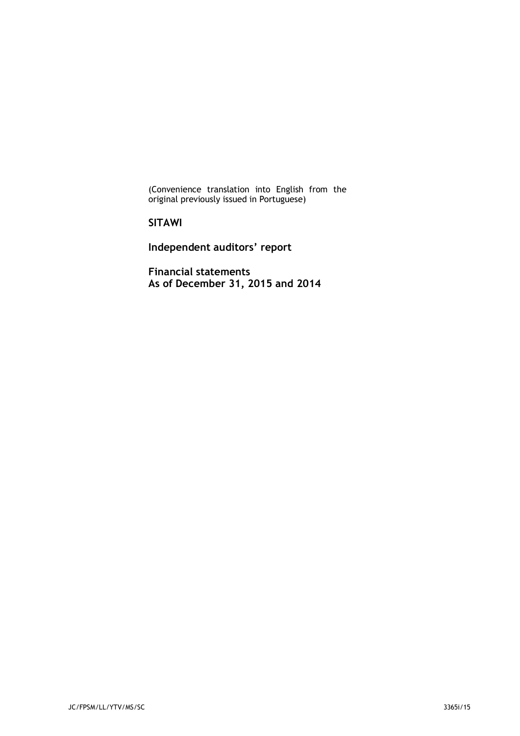(Convenience translation into English from the original previously issued in Portuguese)

**SITAWI**

**Independent auditors' report**

**Financial statements**
**As of December 31, 2015 and 2014**

JC/FPSM/LL/YTV/MS/SC 3365i/15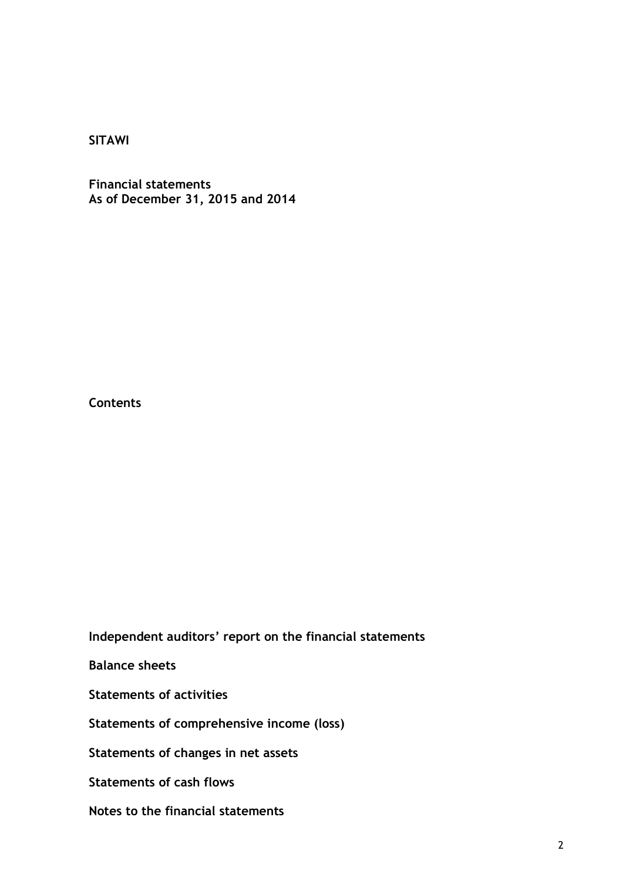**SITAWI**

**Financial statements**
**As of December 31, 2015 and 2014**

**Contents**

**Independent auditors' report on the financial statements**

**Balance sheets**

**Statements of activities**

**Statements of comprehensive income (loss)**

**Statements of changes in net assets**

**Statements of cash flows**

**Notes to the financial statements**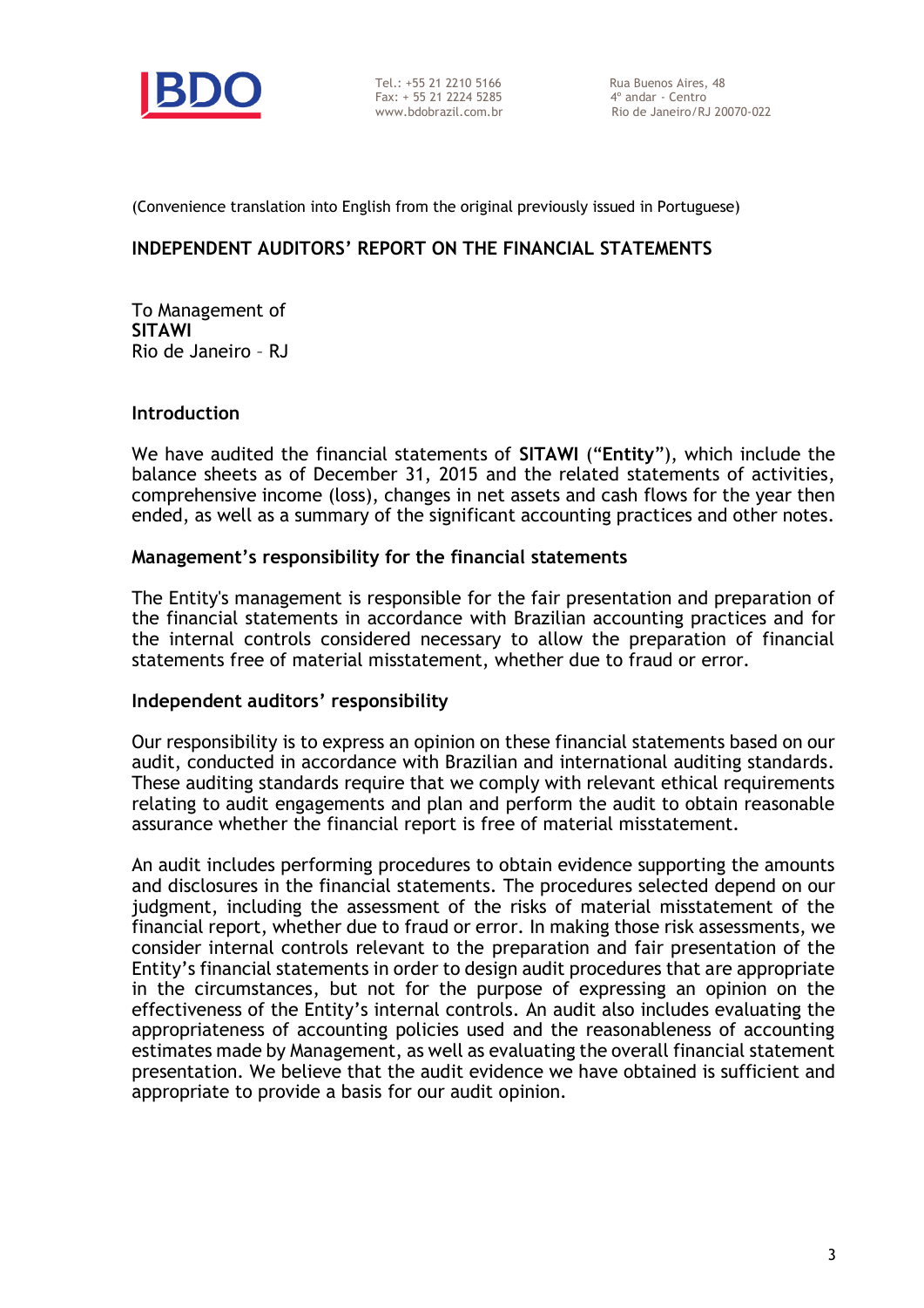BDO

Tel.: +55 21 2210 5166
Fax: + 55 21 2224 5285
www.bdobrazil.com.br

Rua Buenos Aires, 48
4º andar - Centro
Rio de Janeiro/RJ 20070-022

(Convenience translation into English from the original previously issued in Portuguese)

## INDEPENDENT AUDITORS' REPORT ON THE FINANCIAL STATEMENTS

To Management of
**SITAWI**
Rio de Janeiro – RJ

### Introduction

We have audited the financial statements of **SITAWI** ("**Entity**"), which include the balance sheets as of December 31, 2015 and the related statements of activities, comprehensive income (loss), changes in net assets and cash flows for the year then ended, as well as a summary of the significant accounting practices and other notes.

### Management's responsibility for the financial statements

The Entity's management is responsible for the fair presentation and preparation of the financial statements in accordance with Brazilian accounting practices and for the internal controls considered necessary to allow the preparation of financial statements free of material misstatement, whether due to fraud or error.

### Independent auditors' responsibility

Our responsibility is to express an opinion on these financial statements based on our audit, conducted in accordance with Brazilian and international auditing standards. These auditing standards require that we comply with relevant ethical requirements relating to audit engagements and plan and perform the audit to obtain reasonable assurance whether the financial report is free of material misstatement.

An audit includes performing procedures to obtain evidence supporting the amounts and disclosures in the financial statements. The procedures selected depend on our judgment, including the assessment of the risks of material misstatement of the financial report, whether due to fraud or error. In making those risk assessments, we consider internal controls relevant to the preparation and fair presentation of the Entity's financial statements in order to design audit procedures that are appropriate in the circumstances, but not for the purpose of expressing an opinion on the effectiveness of the Entity's internal controls. An audit also includes evaluating the appropriateness of accounting policies used and the reasonableness of accounting estimates made by Management, as well as evaluating the overall financial statement presentation. We believe that the audit evidence we have obtained is sufficient and appropriate to provide a basis for our audit opinion.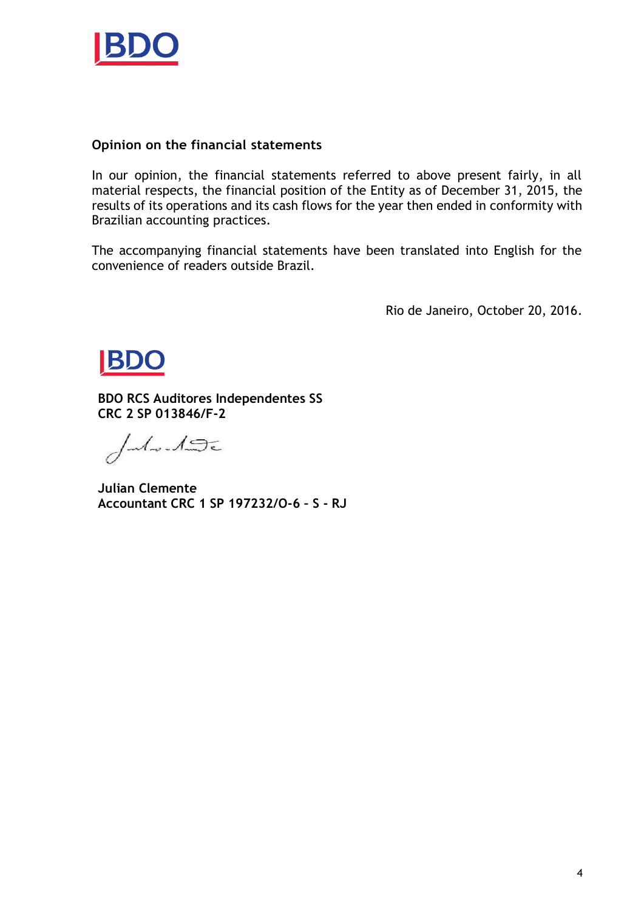**Opinion on the financial statements**

In our opinion, the financial statements referred to above present fairly, in all material respects, the financial position of the Entity as of December 31, 2015, the results of its operations and its cash flows for the year then ended in conformity with Brazilian accounting practices.

The accompanying financial statements have been translated into English for the convenience of readers outside Brazil.

Rio de Janeiro, October 20, 2016.

**BDO RCS Auditores Independentes SS**
**CRC 2 SP 013846/F-2**

**Julian Clemente**
**Accountant CRC 1 SP 197232/O-6 - S - RJ**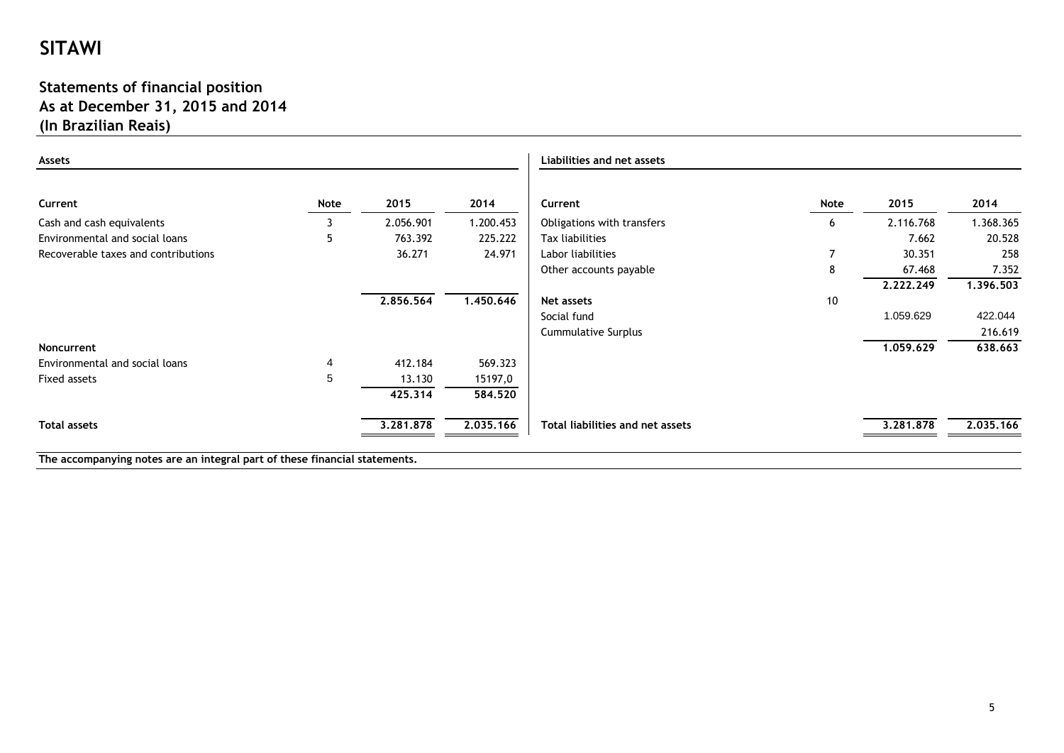# SITAWI

## Statements of financial position
## As at December 31, 2015 and 2014
## (In Brazilian Reais)

| Assets | | | |
|---|---|---|---|
| **Current** | **Note** | **2015** | **2014** |
| Cash and cash equivalents | 3 | 2.056.901 | 1.200.453 |
| Environmental and social loans | 5 | 763.392 | 225.222 |
| Recoverable taxes and contributions | | 36.271 | 24.971 |
| | | **2.856.564** | **1.450.646** |
| **Noncurrent** | | | |
| Environmental and social loans | 4 | 412.184 | 569.323 |
| Fixed assets | 5 | 13.130 | 15197,0 |
| | | **425.314** | **584.520** |
| **Total assets** | | **3.281.878** | **2.035.166** |

| Liabilities and net assets | | | |
|---|---|---|---|
| **Current** | **Note** | **2015** | **2014** |
| Obligations with transfers | 6 | 2.116.768 | 1.368.365 |
| Tax liabilities | | 7.662 | 20.528 |
| Labor liabilities | 7 | 30.351 | 258 |
| Other accounts payable | 8 | 67.468 | 7.352 |
| | | **2.222.249** | **1.396.503** |
| **Net assets** | 10 | | |
| Social fund | | 1.059.629 | 422.044 |
| Cummulative Surplus | | | 216.619 |
| | | **1.059.629** | **638.663** |
| **Total liabilities and net assets** | | **3.281.878** | **2.035.166** |

**The accompanying notes are an integral part of these financial statements.**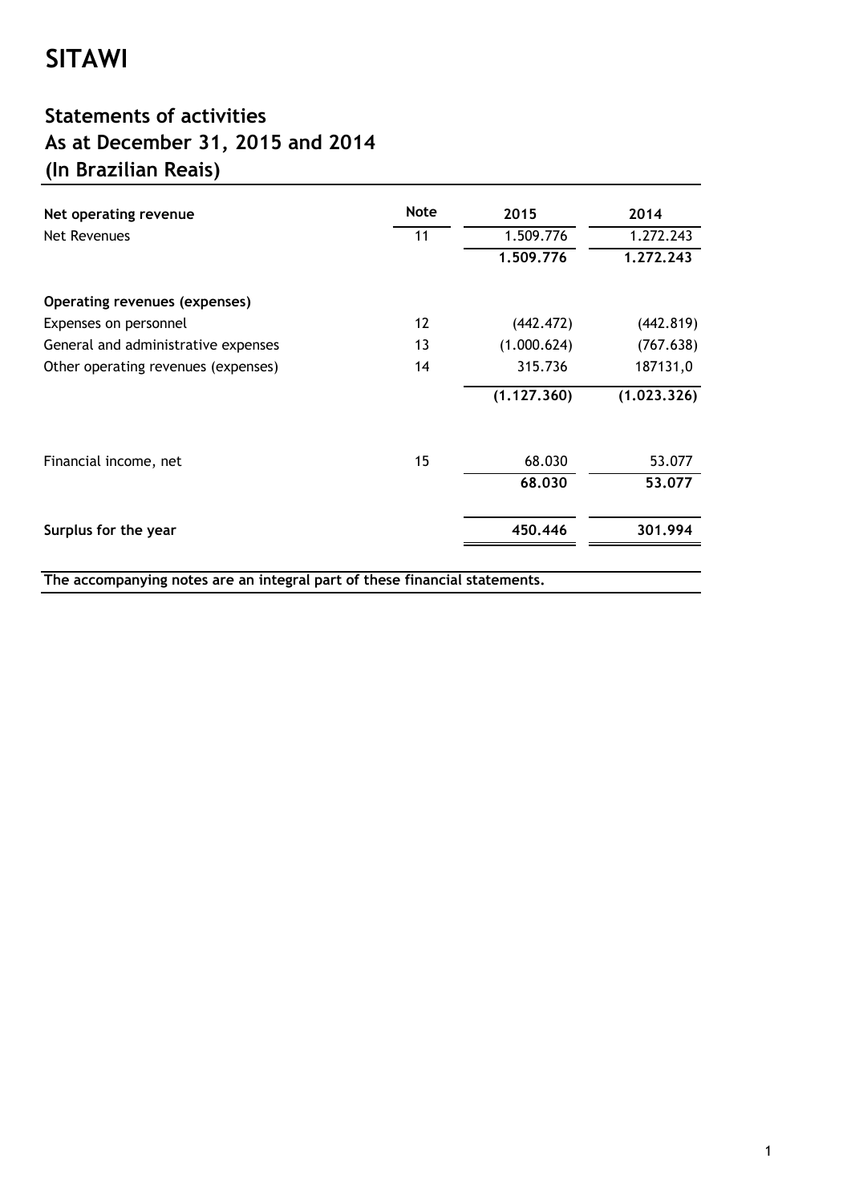# SITAWI

## Statements of activities
## As at December 31, 2015 and 2014
## (In Brazilian Reais)

| **Net operating revenue** | **Note** | **2015** | **2014** |
|---|---|---|---|
| Net Revenues | 11 | 1.509.776 | 1.272.243 |
| | | **1.509.776** | **1.272.243** |
| | | | |
| **Operating revenues (expenses)** | | | |
| Expenses on personnel | 12 | (442.472) | (442.819) |
| General and administrative expenses | 13 | (1.000.624) | (767.638) |
| Other operating revenues (expenses) | 14 | 315.736 | 187131,0 |
| | | **(1.127.360)** | **(1.023.326)** |
| | | | |
| Financial income, net | 15 | 68.030 | 53.077 |
| | | **68.030** | **53.077** |
| | | | |
| **Surplus for the year** | | **450.446** | **301.994** |

**The accompanying notes are an integral part of these financial statements.**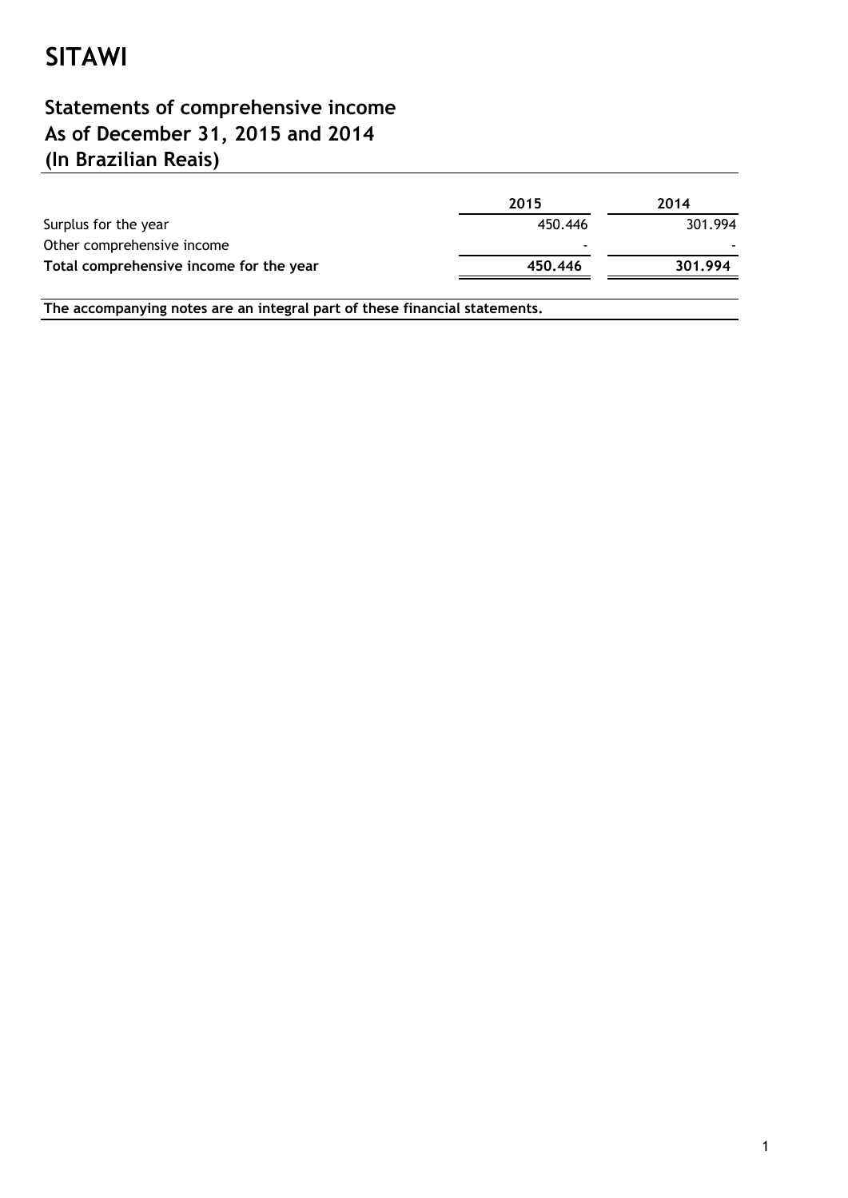# SITAWI

## Statements of comprehensive income
## As of December 31, 2015 and 2014
## (In Brazilian Reais)

| | 2015 | 2014 |
|---|---|---|
| Surplus for the year | 450.446 | 301.994 |
| Other comprehensive income | - | - |
| **Total comprehensive income for the year** | **450.446** | **301.994** |

**The accompanying notes are an integral part of these financial statements.**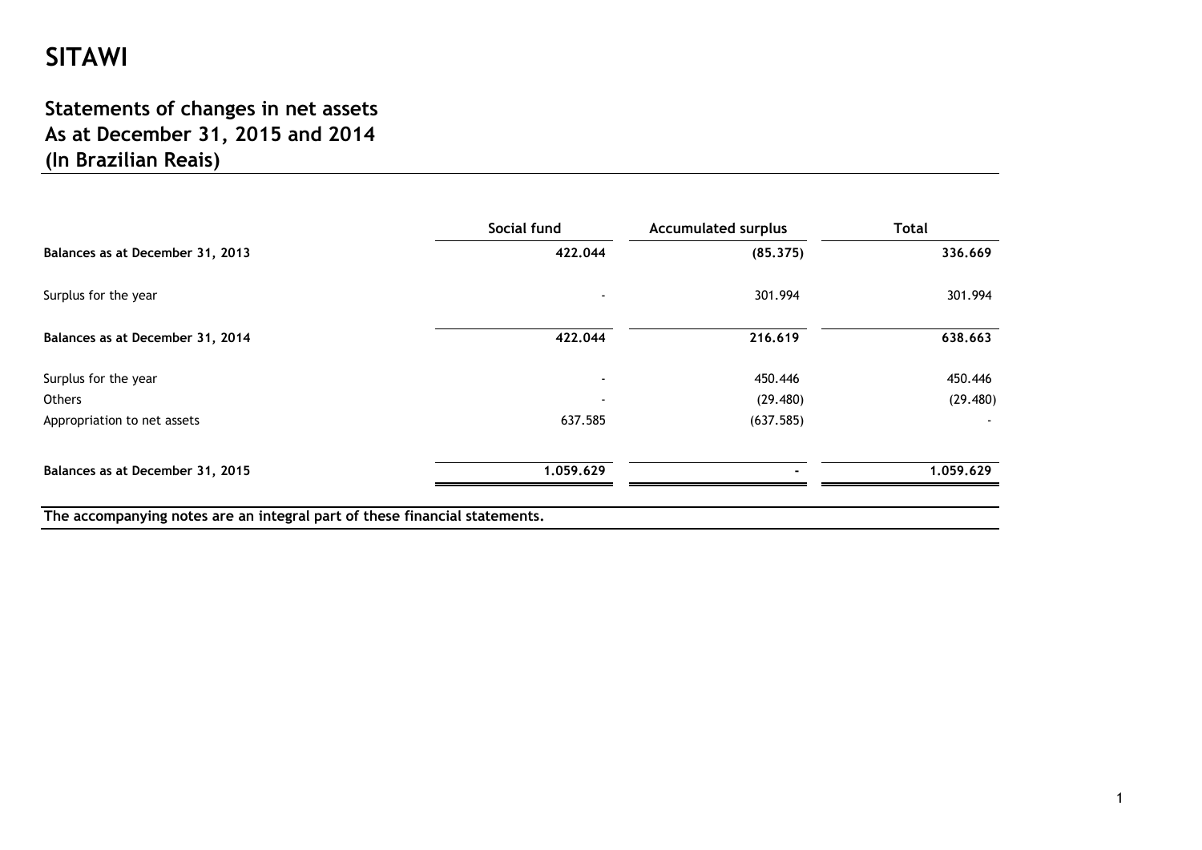# SITAWI

## Statements of changes in net assets
## As at December 31, 2015 and 2014
## (In Brazilian Reais)

| | Social fund | Accumulated surplus | Total |
|---|---|---|---|
| **Balances as at December 31, 2013** | **422.044** | **(85.375)** | **336.669** |
| Surplus for the year | - | 301.994 | 301.994 |
| **Balances as at December 31, 2014** | **422.044** | **216.619** | **638.663** |
| Surplus for the year | - | 450.446 | 450.446 |
| Others | - | (29.480) | (29.480) |
| Appropriation to net assets | 637.585 | (637.585) | - |
| **Balances as at December 31, 2015** | **1.059.629** | **-** | **1.059.629** |

**The accompanying notes are an integral part of these financial statements.**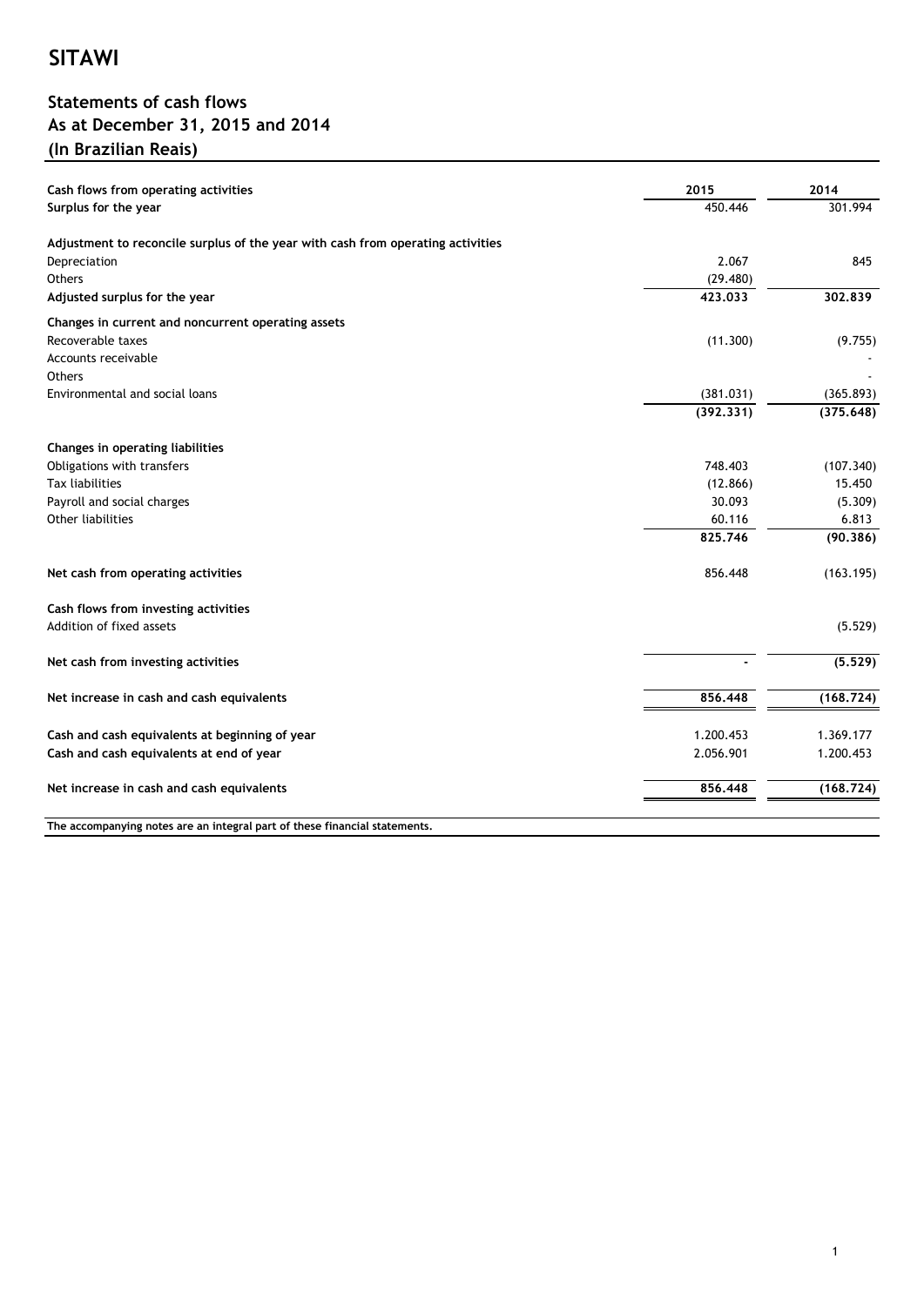# SITAWI

## Statements of cash flows
## As at December 31, 2015 and 2014
## (In Brazilian Reais)

| | 2015 | 2014 |
|---|---|---|
| **Cash flows from operating activities** | | |
| **Surplus for the year** | 450.446 | 301.994 |
| | | |
| **Adjustment to reconcile surplus of the year with cash from operating activities** | | |
| Depreciation | 2.067 | 845 |
| Others | (29.480) | |
| **Adjusted surplus for the year** | **423.033** | **302.839** |
| | | |
| **Changes in current and noncurrent operating assets** | | |
| Recoverable taxes | (11.300) | (9.755) |
| Accounts receivable | | - |
| Others | | - |
| Environmental and social loans | (381.031) | (365.893) |
| | **(392.331)** | **(375.648)** |
| | | |
| **Changes in operating liabilities** | | |
| Obligations with transfers | 748.403 | (107.340) |
| Tax liabilities | (12.866) | 15.450 |
| Payroll and social charges | 30.093 | (5.309) |
| Other liabilities | 60.116 | 6.813 |
| | **825.746** | **(90.386)** |
| | | |
| **Net cash from operating activities** | 856.448 | (163.195) |
| | | |
| **Cash flows from investing activities** | | |
| Addition of fixed assets | | (5.529) |
| | | |
| **Net cash from investing activities** | **-** | **(5.529)** |
| | | |
| **Net increase in cash and cash equivalents** | **856.448** | **(168.724)** |
| | | |
| **Cash and cash equivalents at beginning of year** | 1.200.453 | 1.369.177 |
| **Cash and cash equivalents at end of year** | 2.056.901 | 1.200.453 |
| | | |
| **Net increase in cash and cash equivalents** | **856.448** | **(168.724)** |

**The accompanying notes are an integral part of these financial statements.**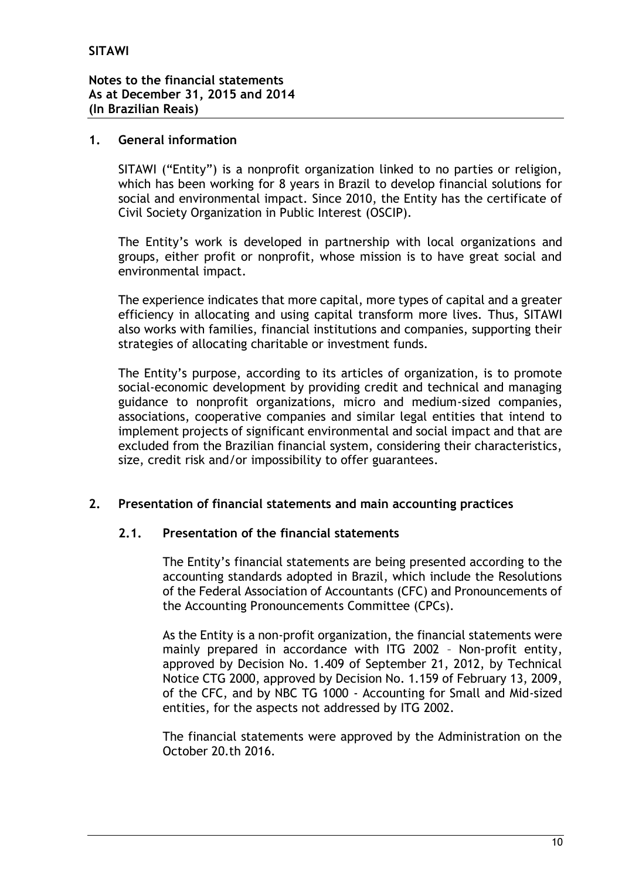## 1. General information

SITAWI ("Entity") is a nonprofit organization linked to no parties or religion, which has been working for 8 years in Brazil to develop financial solutions for social and environmental impact. Since 2010, the Entity has the certificate of Civil Society Organization in Public Interest (OSCIP).

The Entity's work is developed in partnership with local organizations and groups, either profit or nonprofit, whose mission is to have great social and environmental impact.

The experience indicates that more capital, more types of capital and a greater efficiency in allocating and using capital transform more lives. Thus, SITAWI also works with families, financial institutions and companies, supporting their strategies of allocating charitable or investment funds.

The Entity's purpose, according to its articles of organization, is to promote social-economic development by providing credit and technical and managing guidance to nonprofit organizations, micro and medium-sized companies, associations, cooperative companies and similar legal entities that intend to implement projects of significant environmental and social impact and that are excluded from the Brazilian financial system, considering their characteristics, size, credit risk and/or impossibility to offer guarantees.

## 2. Presentation of financial statements and main accounting practices

### 2.1. Presentation of the financial statements

The Entity's financial statements are being presented according to the accounting standards adopted in Brazil, which include the Resolutions of the Federal Association of Accountants (CFC) and Pronouncements of the Accounting Pronouncements Committee (CPCs).

As the Entity is a non-profit organization, the financial statements were mainly prepared in accordance with ITG 2002 – Non-profit entity, approved by Decision No. 1.409 of September 21, 2012, by Technical Notice CTG 2000, approved by Decision No. 1.159 of February 13, 2009, of the CFC, and by NBC TG 1000 - Accounting for Small and Mid-sized entities, for the aspects not addressed by ITG 2002.

The financial statements were approved by the Administration on the October 20.th 2016.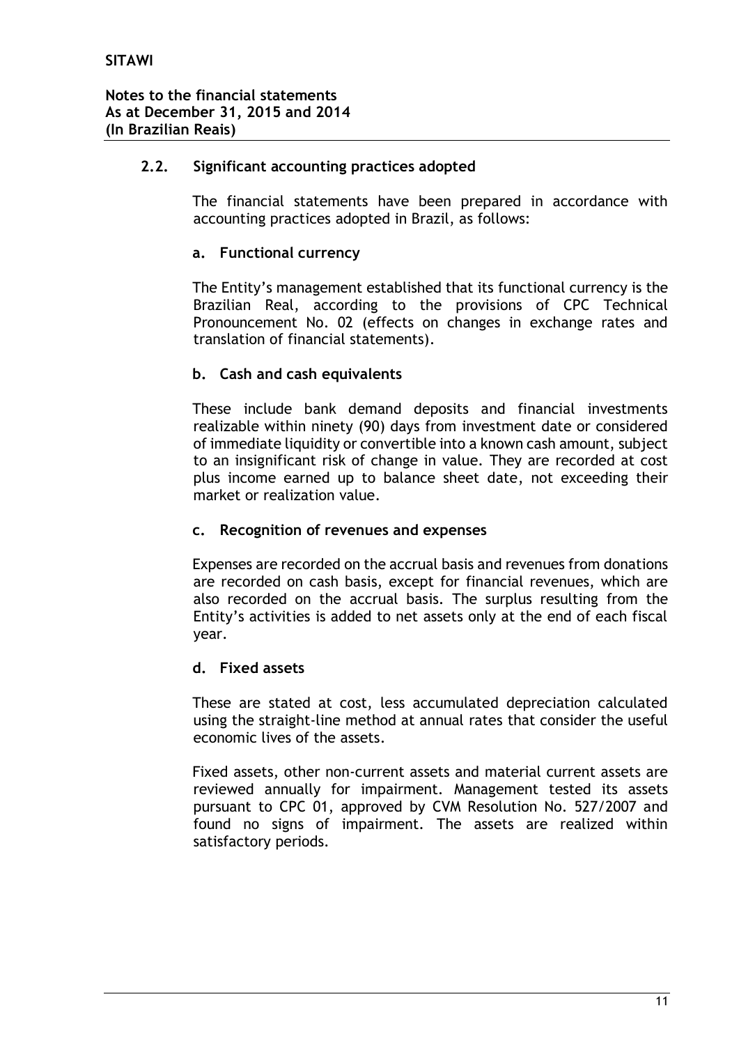## 2.2. Significant accounting practices adopted

The financial statements have been prepared in accordance with accounting practices adopted in Brazil, as follows:

### a. Functional currency

The Entity's management established that its functional currency is the Brazilian Real, according to the provisions of CPC Technical Pronouncement No. 02 (effects on changes in exchange rates and translation of financial statements).

### b. Cash and cash equivalents

These include bank demand deposits and financial investments realizable within ninety (90) days from investment date or considered of immediate liquidity or convertible into a known cash amount, subject to an insignificant risk of change in value. They are recorded at cost plus income earned up to balance sheet date, not exceeding their market or realization value.

### c. Recognition of revenues and expenses

Expenses are recorded on the accrual basis and revenues from donations are recorded on cash basis, except for financial revenues, which are also recorded on the accrual basis. The surplus resulting from the Entity's activities is added to net assets only at the end of each fiscal year.

### d. Fixed assets

These are stated at cost, less accumulated depreciation calculated using the straight-line method at annual rates that consider the useful economic lives of the assets.

Fixed assets, other non-current assets and material current assets are reviewed annually for impairment. Management tested its assets pursuant to CPC 01, approved by CVM Resolution No. 527/2007 and found no signs of impairment. The assets are realized within satisfactory periods.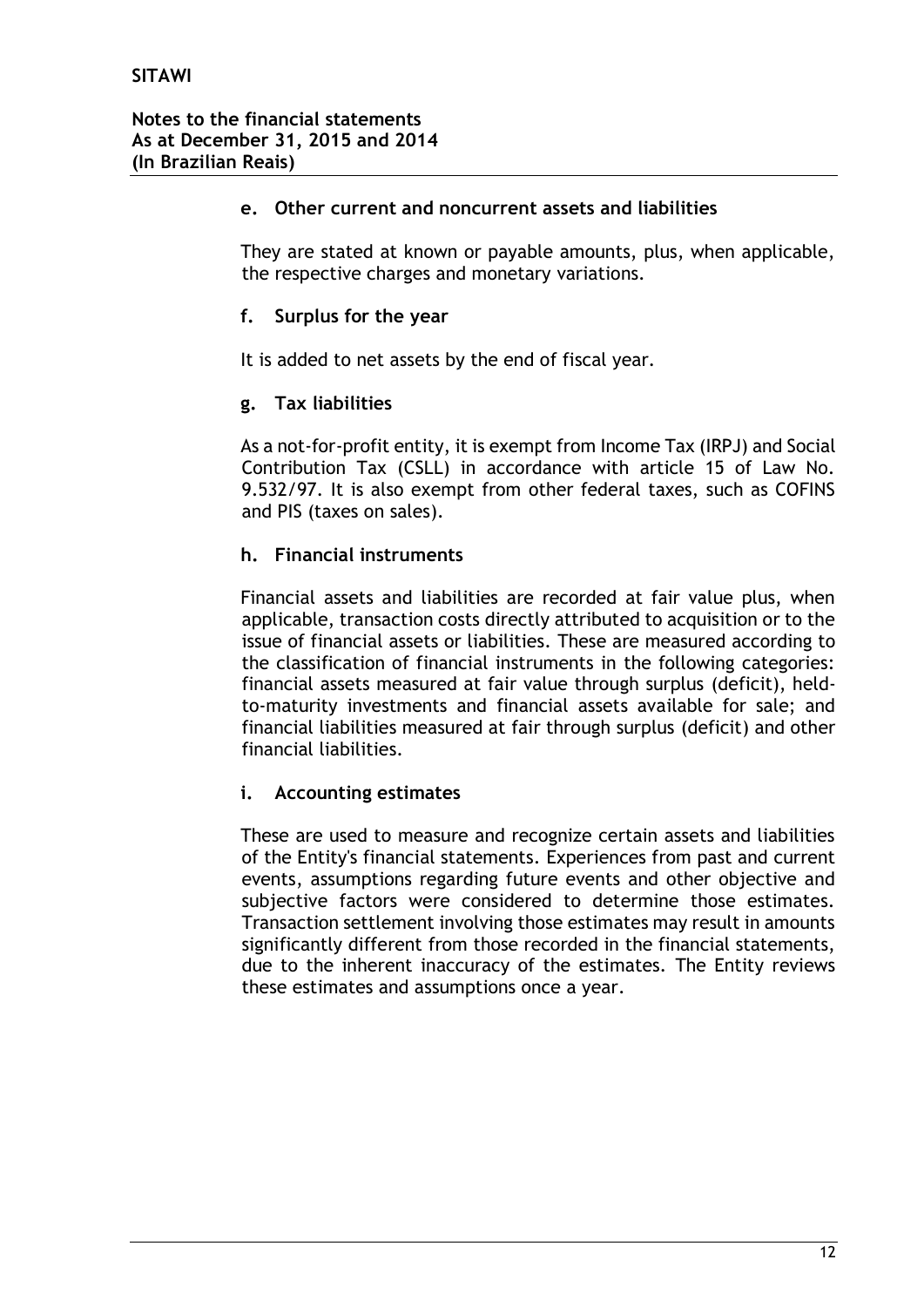#### e. Other current and noncurrent assets and liabilities

They are stated at known or payable amounts, plus, when applicable, the respective charges and monetary variations.

#### f. Surplus for the year

It is added to net assets by the end of fiscal year.

#### g. Tax liabilities

As a not-for-profit entity, it is exempt from Income Tax (IRPJ) and Social Contribution Tax (CSLL) in accordance with article 15 of Law No. 9.532/97. It is also exempt from other federal taxes, such as COFINS and PIS (taxes on sales).

#### h. Financial instruments

Financial assets and liabilities are recorded at fair value plus, when applicable, transaction costs directly attributed to acquisition or to the issue of financial assets or liabilities. These are measured according to the classification of financial instruments in the following categories: financial assets measured at fair value through surplus (deficit), held-to-maturity investments and financial assets available for sale; and financial liabilities measured at fair through surplus (deficit) and other financial liabilities.

#### i. Accounting estimates

These are used to measure and recognize certain assets and liabilities of the Entity's financial statements. Experiences from past and current events, assumptions regarding future events and other objective and subjective factors were considered to determine those estimates. Transaction settlement involving those estimates may result in amounts significantly different from those recorded in the financial statements, due to the inherent inaccuracy of the estimates. The Entity reviews these estimates and assumptions once a year.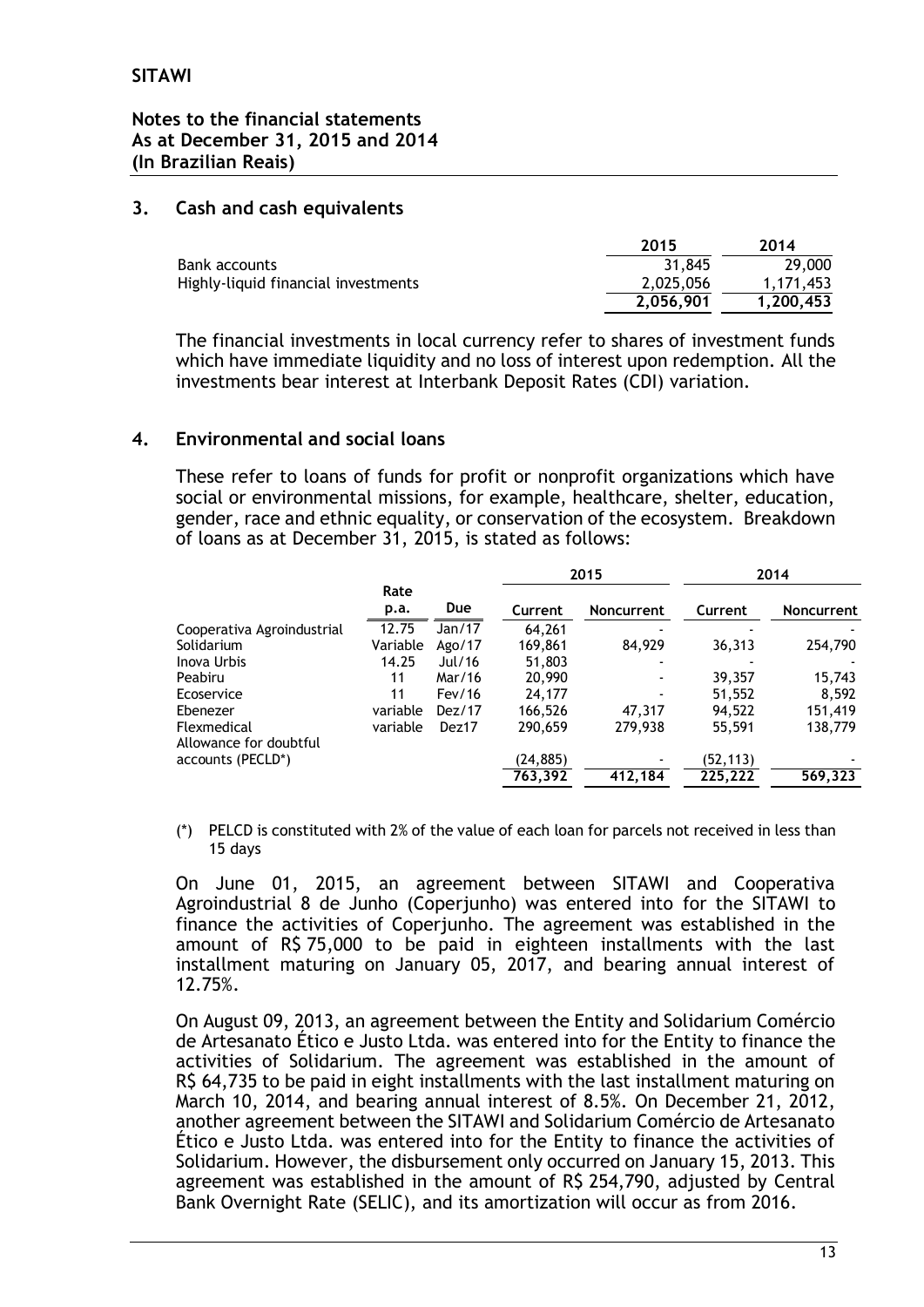**SITAWI**

**Notes to the financial statements**
**As at December 31, 2015 and 2014**
**(In Brazilian Reais)**

## 3. Cash and cash equivalents

| | 2015 | 2014 |
|---|---|---|
| Bank accounts | 31,845 | 29,000 |
| Highly-liquid financial investments | 2,025,056 | 1,171,453 |
| | **2,056,901** | **1,200,453** |

The financial investments in local currency refer to shares of investment funds which have immediate liquidity and no loss of interest upon redemption. All the investments bear interest at Interbank Deposit Rates (CDI) variation.

## 4. Environmental and social loans

These refer to loans of funds for profit or nonprofit organizations which have social or environmental missions, for example, healthcare, shelter, education, gender, race and ethnic equality, or conservation of the ecosystem. Breakdown of loans as at December 31, 2015, is stated as follows:

| | | | 2015 | | 2014 | |
|---|---|---|---|---|---|---|
| | Rate p.a. | Due | Current | Noncurrent | Current | Noncurrent |
| Cooperativa Agroindustrial | 12.75 | Jan/17 | 64,261 | - | - | - |
| Solidarium | Variable | Ago/17 | 169,861 | 84,929 | 36,313 | 254,790 |
| Inova Urbis | 14.25 | Jul/16 | 51,803 | - | - | - |
| Peabiru | 11 | Mar/16 | 20,990 | - | 39,357 | 15,743 |
| Ecoservice | 11 | Fev/16 | 24,177 | - | 51,552 | 8,592 |
| Ebenezer | variable | Dez/17 | 166,526 | 47,317 | 94,522 | 151,419 |
| Flexmedical | variable | Dez17 | 290,659 | 279,938 | 55,591 | 138,779 |
| Allowance for doubtful accounts (PECLD*) | | | (24,885) | - | (52,113) | - |
| | | | **763,392** | **412,184** | **225,222** | **569,323** |

(*) PELCD is constituted with 2% of the value of each loan for parcels not received in less than 15 days

On June 01, 2015, an agreement between SITAWI and Cooperativa Agroindustrial 8 de Junho (Coperjunho) was entered into for the SITAWI to finance the activities of Coperjunho. The agreement was established in the amount of R$ 75,000 to be paid in eighteen installments with the last installment maturing on January 05, 2017, and bearing annual interest of 12.75%.

On August 09, 2013, an agreement between the Entity and Solidarium Comércio de Artesanato Ético e Justo Ltda. was entered into for the Entity to finance the activities of Solidarium. The agreement was established in the amount of R$ 64,735 to be paid in eight installments with the last installment maturing on March 10, 2014, and bearing annual interest of 8.5%. On December 21, 2012, another agreement between the SITAWI and Solidarium Comércio de Artesanato Ético e Justo Ltda. was entered into for the Entity to finance the activities of Solidarium. However, the disbursement only occurred on January 15, 2013. This agreement was established in the amount of R$ 254,790, adjusted by Central Bank Overnight Rate (SELIC), and its amortization will occur as from 2016.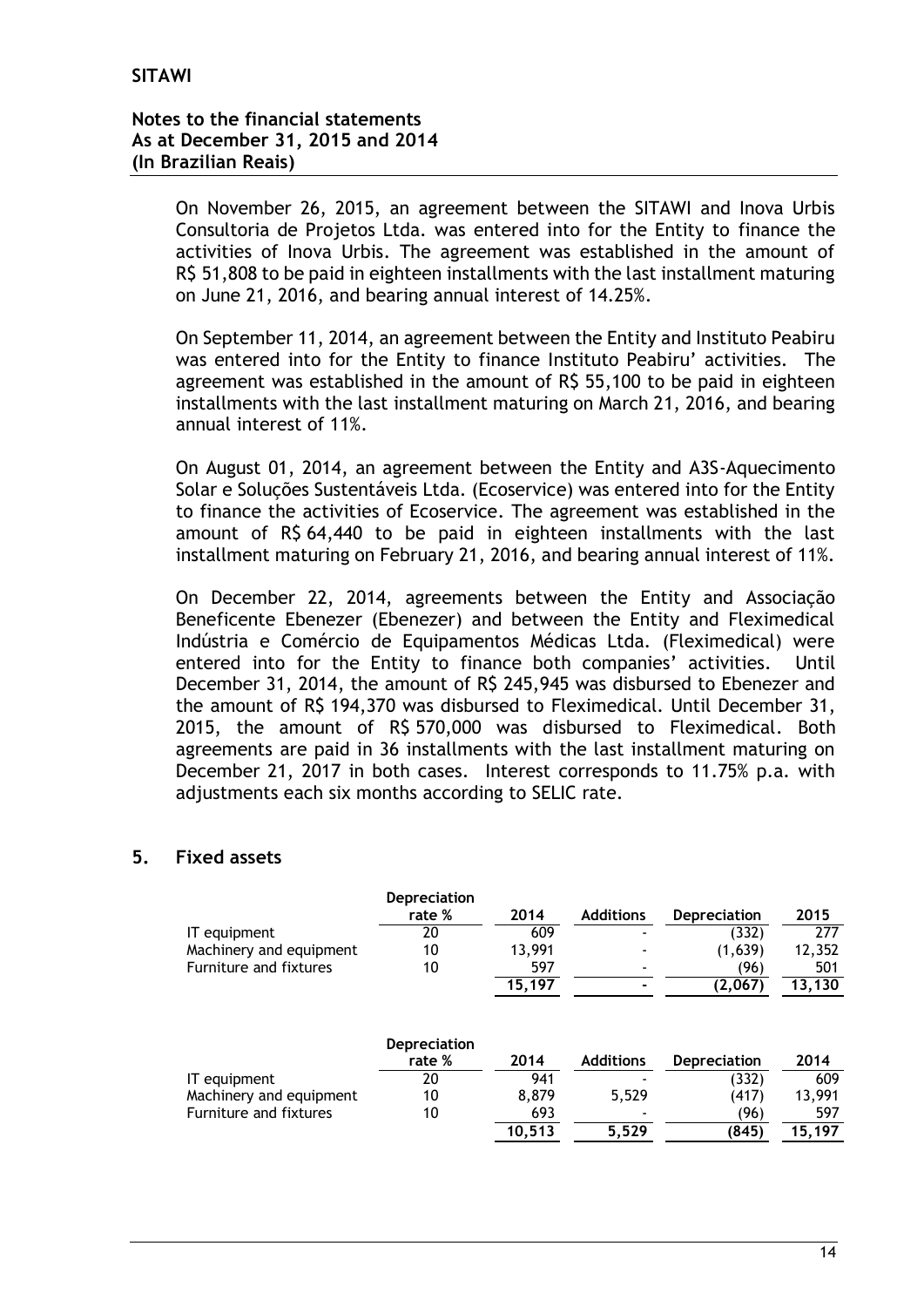On November 26, 2015, an agreement between the SITAWI and Inova Urbis Consultoria de Projetos Ltda. was entered into for the Entity to finance the activities of Inova Urbis. The agreement was established in the amount of R$ 51,808 to be paid in eighteen installments with the last installment maturing on June 21, 2016, and bearing annual interest of 14.25%.

On September 11, 2014, an agreement between the Entity and Instituto Peabiru was entered into for the Entity to finance Instituto Peabiru' activities. The agreement was established in the amount of R$ 55,100 to be paid in eighteen installments with the last installment maturing on March 21, 2016, and bearing annual interest of 11%.

On August 01, 2014, an agreement between the Entity and A3S-Aquecimento Solar e Soluções Sustentáveis Ltda. (Ecoservice) was entered into for the Entity to finance the activities of Ecoservice. The agreement was established in the amount of R$ 64,440 to be paid in eighteen installments with the last installment maturing on February 21, 2016, and bearing annual interest of 11%.

On December 22, 2014, agreements between the Entity and Associação Beneficente Ebenezer (Ebenezer) and between the Entity and Fleximedical Indústria e Comércio de Equipamentos Médicas Ltda. (Fleximedical) were entered into for the Entity to finance both companies' activities. Until December 31, 2014, the amount of R$ 245,945 was disbursed to Ebenezer and the amount of R$ 194,370 was disbursed to Fleximedical. Until December 31, 2015, the amount of R$ 570,000 was disbursed to Fleximedical. Both agreements are paid in 36 installments with the last installment maturing on December 21, 2017 in both cases. Interest corresponds to 11.75% p.a. with adjustments each six months according to SELIC rate.

## 5. Fixed assets

| | Depreciation rate % | 2014 | Additions | Depreciation | 2015 |
|---|---|---|---|---|---|
| IT equipment | 20 | 609 | - | (332) | 277 |
| Machinery and equipment | 10 | 13,991 | - | (1,639) | 12,352 |
| Furniture and fixtures | 10 | 597 | - | (96) | 501 |
| | | **15,197** | **-** | **(2,067)** | **13,130** |

| | Depreciation rate % | 2014 | Additions | Depreciation | 2014 |
|---|---|---|---|---|---|
| IT equipment | 20 | 941 | - | (332) | 609 |
| Machinery and equipment | 10 | 8,879 | 5,529 | (417) | 13,991 |
| Furniture and fixtures | 10 | 693 | - | (96) | 597 |
| | | **10,513** | **5,529** | **(845)** | **15,197** |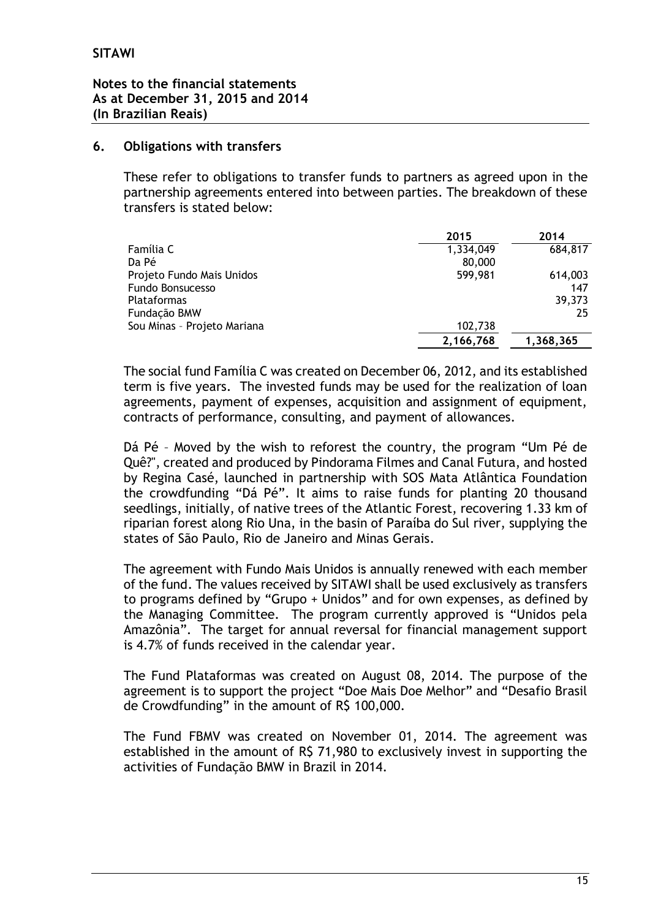**SITAWI**

**Notes to the financial statements**
**As at December 31, 2015 and 2014**
**(In Brazilian Reais)**

## 6. Obligations with transfers

These refer to obligations to transfer funds to partners as agreed upon in the partnership agreements entered into between parties. The breakdown of these transfers is stated below:

| | 2015 | 2014 |
|---|---|---|
| Família C | 1,334,049 | 684,817 |
| Da Pé | 80,000 | |
| Projeto Fundo Mais Unidos | 599,981 | 614,003 |
| Fundo Bonsucesso | | 147 |
| Plataformas | | 39,373 |
| Fundação BMW | | 25 |
| Sou Minas – Projeto Mariana | 102,738 | |
| | **2,166,768** | **1,368,365** |

The social fund Família C was created on December 06, 2012, and its established term is five years. The invested funds may be used for the realization of loan agreements, payment of expenses, acquisition and assignment of equipment, contracts of performance, consulting, and payment of allowances.

Dá Pé – Moved by the wish to reforest the country, the program "Um Pé de Quê?", created and produced by Pindorama Filmes and Canal Futura, and hosted by Regina Casé, launched in partnership with SOS Mata Atlântica Foundation the crowdfunding "Dá Pé". It aims to raise funds for planting 20 thousand seedlings, initially, of native trees of the Atlantic Forest, recovering 1.33 km of riparian forest along Rio Una, in the basin of Paraíba do Sul river, supplying the states of São Paulo, Rio de Janeiro and Minas Gerais.

The agreement with Fundo Mais Unidos is annually renewed with each member of the fund. The values received by SITAWI shall be used exclusively as transfers to programs defined by "Grupo + Unidos" and for own expenses, as defined by the Managing Committee. The program currently approved is "Unidos pela Amazônia". The target for annual reversal for financial management support is 4.7% of funds received in the calendar year.

The Fund Plataformas was created on August 08, 2014. The purpose of the agreement is to support the project "Doe Mais Doe Melhor" and "Desafio Brasil de Crowdfunding" in the amount of R$ 100,000.

The Fund FBMV was created on November 01, 2014. The agreement was established in the amount of R$ 71,980 to exclusively invest in supporting the activities of Fundação BMW in Brazil in 2014.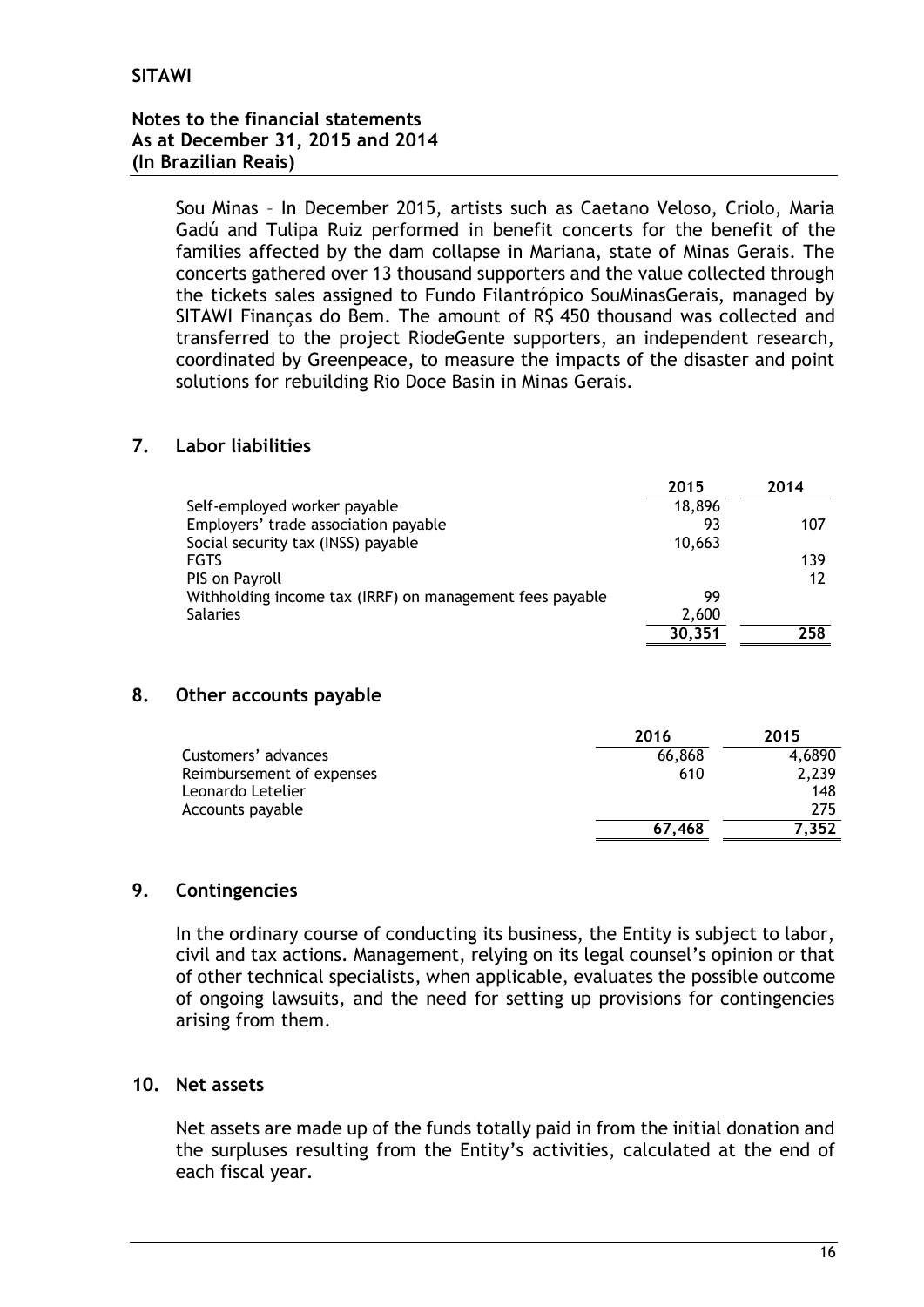Sou Minas – In December 2015, artists such as Caetano Veloso, Criolo, Maria Gadú and Tulipa Ruiz performed in benefit concerts for the benefit of the families affected by the dam collapse in Mariana, state of Minas Gerais. The concerts gathered over 13 thousand supporters and the value collected through the tickets sales assigned to Fundo Filantrópico SouMinasGerais, managed by SITAWI Finanças do Bem. The amount of R$ 450 thousand was collected and transferred to the project RiodeGente supporters, an independent research, coordinated by Greenpeace, to measure the impacts of the disaster and point solutions for rebuilding Rio Doce Basin in Minas Gerais.

## 7. Labor liabilities

| | 2015 | 2014 |
|---|---|---|
| Self-employed worker payable | 18,896 | |
| Employers' trade association payable | 93 | 107 |
| Social security tax (INSS) payable | 10,663 | |
| FGTS | | 139 |
| PIS on Payroll | | 12 |
| Withholding income tax (IRRF) on management fees payable | 99 | |
| Salaries | 2,600 | |
| | 30,351 | 258 |

## 8. Other accounts payable

| | 2016 | 2015 |
|---|---|---|
| Customers' advances | 66,868 | 4,6890 |
| Reimbursement of expenses | 610 | 2,239 |
| Leonardo Letelier | | 148 |
| Accounts payable | | 275 |
| | 67,468 | 7,352 |

## 9. Contingencies

In the ordinary course of conducting its business, the Entity is subject to labor, civil and tax actions. Management, relying on its legal counsel's opinion or that of other technical specialists, when applicable, evaluates the possible outcome of ongoing lawsuits, and the need for setting up provisions for contingencies arising from them.

## 10. Net assets

Net assets are made up of the funds totally paid in from the initial donation and the surpluses resulting from the Entity's activities, calculated at the end of each fiscal year.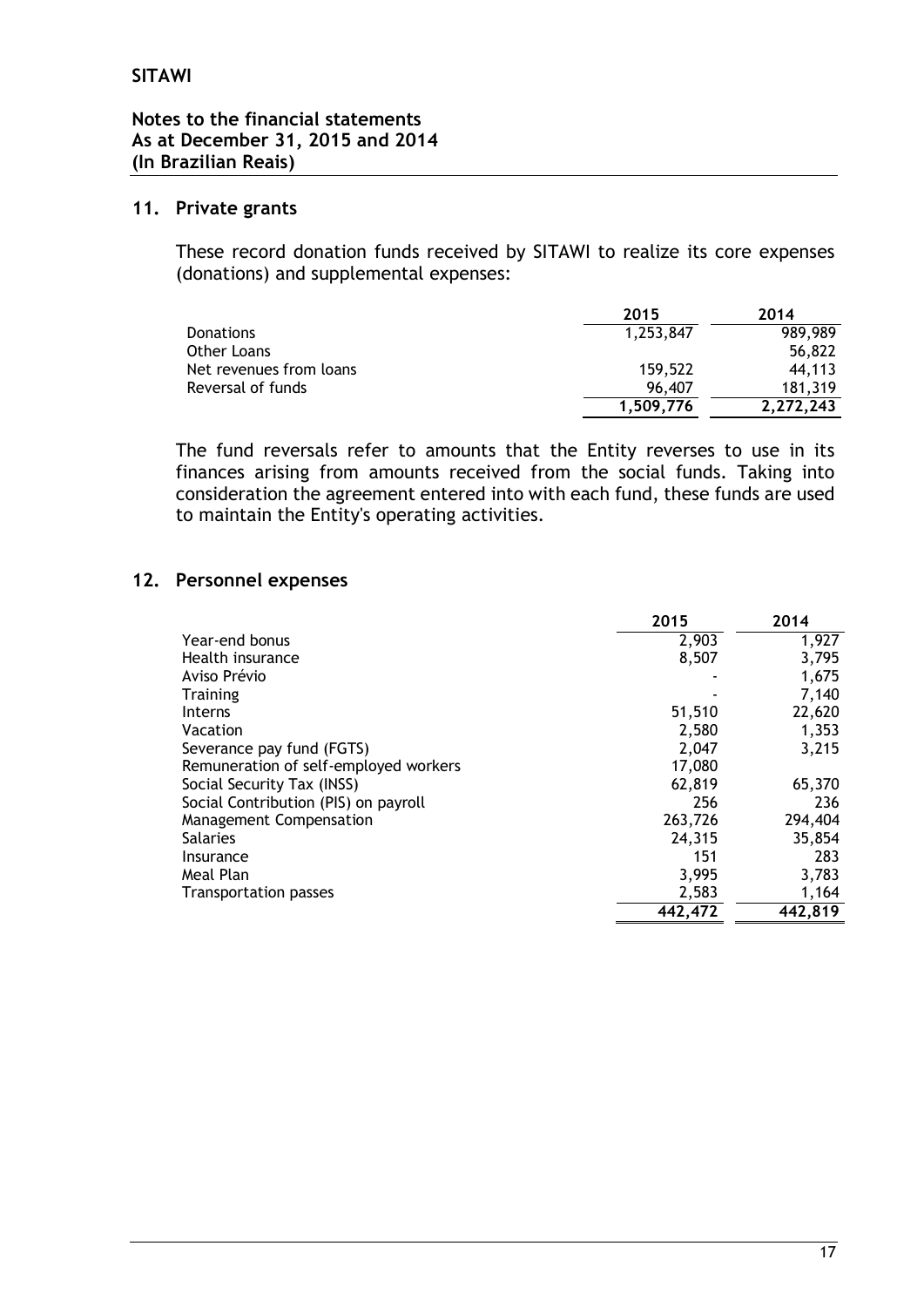## 11. Private grants

These record donation funds received by SITAWI to realize its core expenses (donations) and supplemental expenses:

| | 2015 | 2014 |
|---|---|---|
| Donations | 1,253,847 | 989,989 |
| Other Loans | | 56,822 |
| Net revenues from loans | 159,522 | 44,113 |
| Reversal of funds | 96,407 | 181,319 |
| | **1,509,776** | **2,272,243** |

The fund reversals refer to amounts that the Entity reverses to use in its finances arising from amounts received from the social funds. Taking into consideration the agreement entered into with each fund, these funds are used to maintain the Entity's operating activities.

## 12. Personnel expenses

| | 2015 | 2014 |
|---|---|---|
| Year-end bonus | 2,903 | 1,927 |
| Health insurance | 8,507 | 3,795 |
| Aviso Prévio | - | 1,675 |
| Training | - | 7,140 |
| Interns | 51,510 | 22,620 |
| Vacation | 2,580 | 1,353 |
| Severance pay fund (FGTS) | 2,047 | 3,215 |
| Remuneration of self-employed workers | 17,080 | |
| Social Security Tax (INSS) | 62,819 | 65,370 |
| Social Contribution (PIS) on payroll | 256 | 236 |
| Management Compensation | 263,726 | 294,404 |
| Salaries | 24,315 | 35,854 |
| Insurance | 151 | 283 |
| Meal Plan | 3,995 | 3,783 |
| Transportation passes | 2,583 | 1,164 |
| | **442,472** | **442,819** |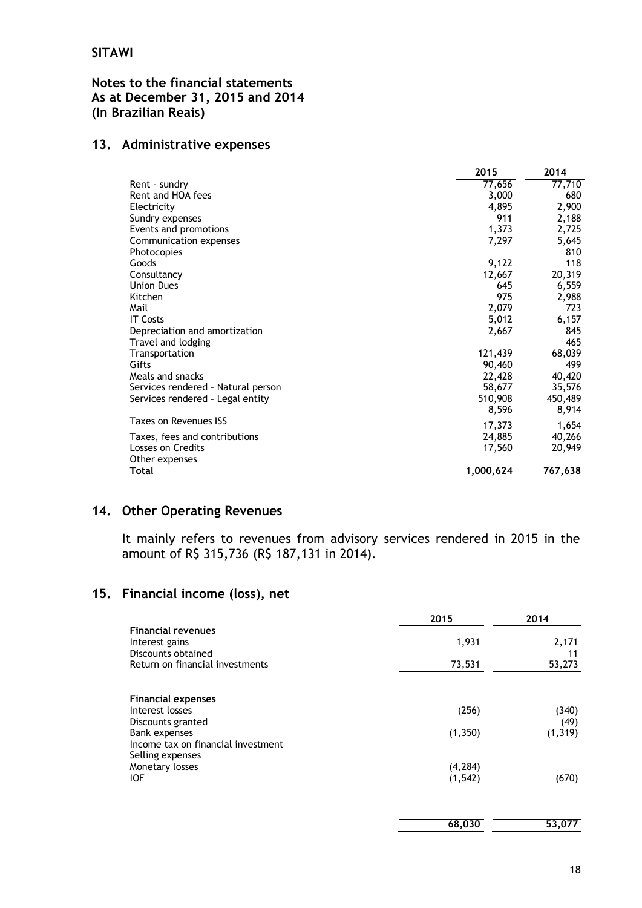## 13. Administrative expenses

| | 2015 | 2014 |
|---|---|---|
| Rent - sundry | 77,656 | 77,710 |
| Rent and HOA fees | 3,000 | 680 |
| Electricity | 4,895 | 2,900 |
| Sundry expenses | 911 | 2,188 |
| Events and promotions | 1,373 | 2,725 |
| Communication expenses | 7,297 | 5,645 |
| Photocopies | | 810 |
| Goods | 9,122 | 118 |
| Consultancy | 12,667 | 20,319 |
| Union Dues | 645 | 6,559 |
| Kitchen | 975 | 2,988 |
| Mail | 2,079 | 723 |
| IT Costs | 5,012 | 6,157 |
| Depreciation and amortization | 2,667 | 845 |
| Travel and lodging | | 465 |
| Transportation | 121,439 | 68,039 |
| Gifts | 90,460 | 499 |
| Meals and snacks | 22,428 | 40,420 |
| Services rendered – Natural person | 58,677 | 35,576 |
| Services rendered – Legal entity | 510,908 | 450,489 |
| | 8,596 | 8,914 |
| Taxes on Revenues ISS | 17,373 | 1,654 |
| Taxes, fees and contributions | 24,885 | 40,266 |
| Losses on Credits | 17,560 | 20,949 |
| Other expenses | | |
| **Total** | **1,000,624** | **767,638** |

## 14. Other Operating Revenues

It mainly refers to revenues from advisory services rendered in 2015 in the amount of R$ 315,736 (R$ 187,131 in 2014).

## 15. Financial income (loss), net

| | 2015 | 2014 |
|---|---|---|
| **Financial revenues** | | |
| Interest gains | 1,931 | 2,171 |
| Discounts obtained | | 11 |
| Return on financial investments | 73,531 | 53,273 |
| | | |
| **Financial expenses** | | |
| Interest losses | (256) | (340) |
| Discounts granted | | (49) |
| Bank expenses | (1,350) | (1,319) |
| Income tax on financial investment | | |
| Selling expenses | | |
| Monetary losses | (4,284) | |
| IOF | (1,542) | (670) |
| | | |
| | **68,030** | **53,077** |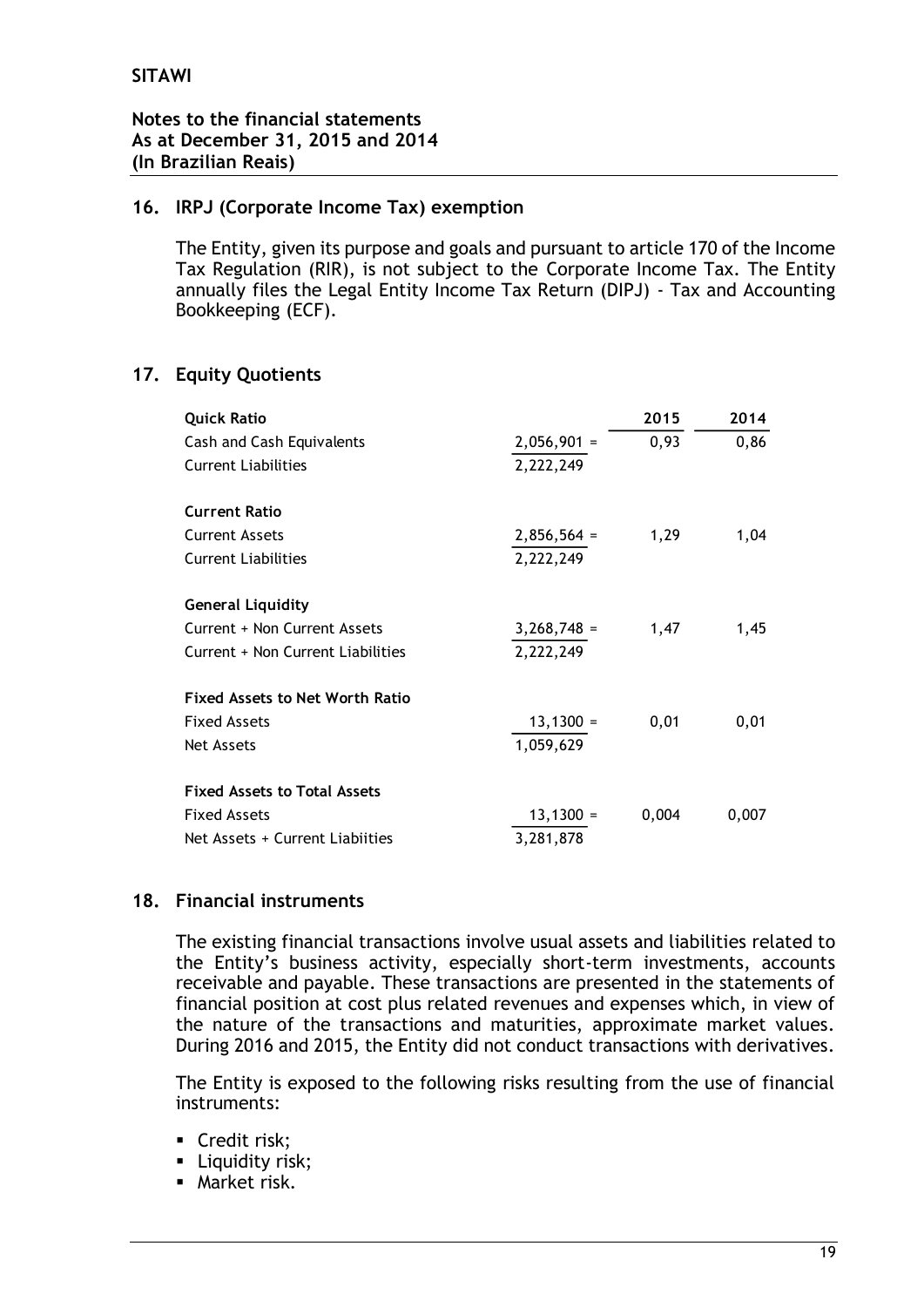**SITAWI**

**Notes to the financial statements**
**As at December 31, 2015 and 2014**
**(In Brazilian Reais)**

## 16. IRPJ (Corporate Income Tax) exemption

The Entity, given its purpose and goals and pursuant to article 170 of the Income Tax Regulation (RIR), is not subject to the Corporate Income Tax. The Entity annually files the Legal Entity Income Tax Return (DIPJ) - Tax and Accounting Bookkeeping (ECF).

## 17. Equity Quotients

| | | 2015 | 2014 |
|---|---|---|---|
| **Quick Ratio** | | | |
| Cash and Cash Equivalents | 2,056,901 = | 0,93 | 0,86 |
| Current Liabilities | 2,222,249 | | |
| **Current Ratio** | | | |
| Current Assets | 2,856,564 = | 1,29 | 1,04 |
| Current Liabilities | 2,222,249 | | |
| **General Liquidity** | | | |
| Current + Non Current Assets | 3,268,748 = | 1,47 | 1,45 |
| Current + Non Current Liabilities | 2,222,249 | | |
| **Fixed Assets to Net Worth Ratio** | | | |
| Fixed Assets | 13,1300 = | 0,01 | 0,01 |
| Net Assets | 1,059,629 | | |
| **Fixed Assets to Total Assets** | | | |
| Fixed Assets | 13,1300 = | 0,004 | 0,007 |
| Net Assets + Current Liabiities | 3,281,878 | | |

## 18. Financial instruments

The existing financial transactions involve usual assets and liabilities related to the Entity's business activity, especially short-term investments, accounts receivable and payable. These transactions are presented in the statements of financial position at cost plus related revenues and expenses which, in view of the nature of the transactions and maturities, approximate market values. During 2016 and 2015, the Entity did not conduct transactions with derivatives.

The Entity is exposed to the following risks resulting from the use of financial instruments:

- Credit risk;
- Liquidity risk;
- Market risk.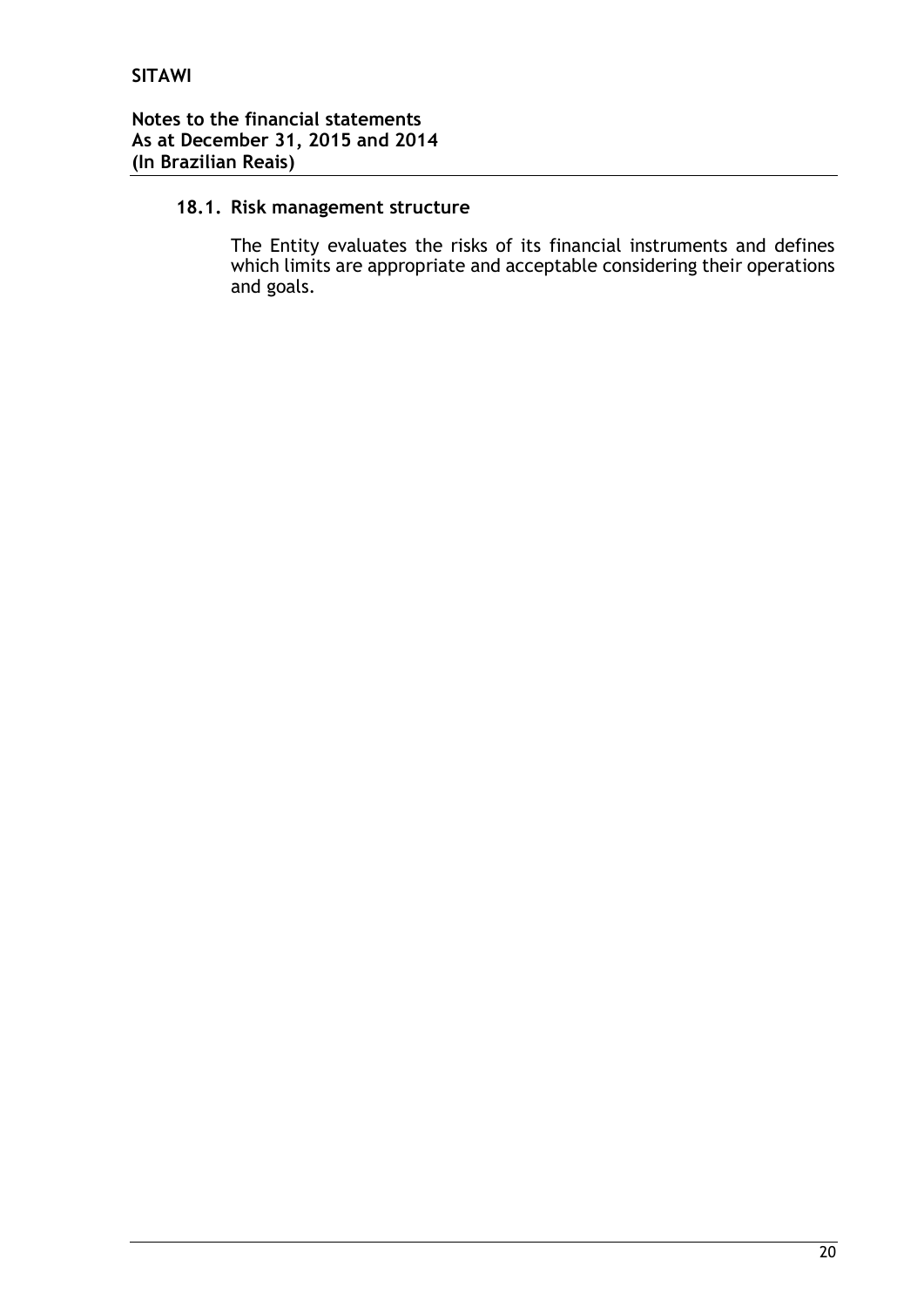### 18.1. Risk management structure

The Entity evaluates the risks of its financial instruments and defines which limits are appropriate and acceptable considering their operations and goals.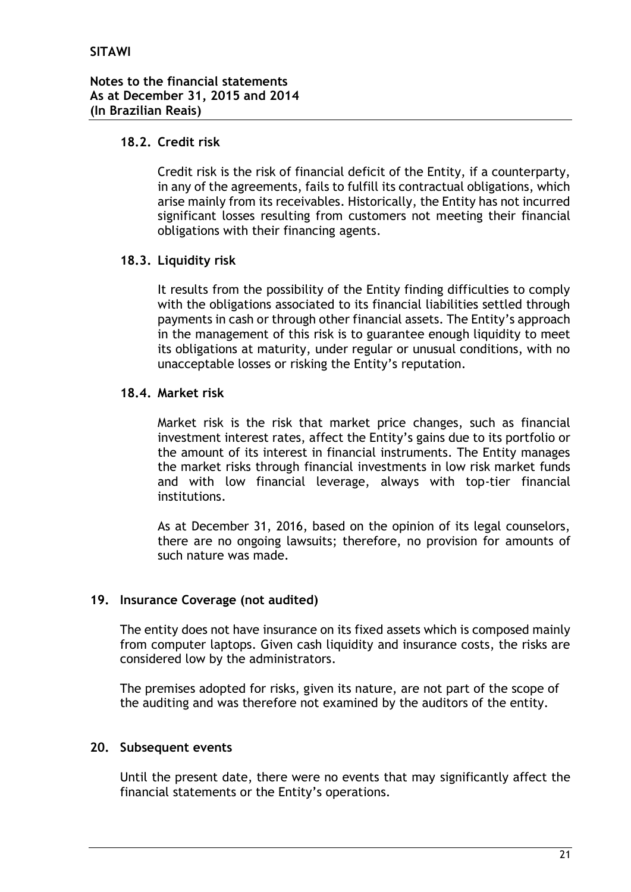### 18.2. Credit risk

Credit risk is the risk of financial deficit of the Entity, if a counterparty, in any of the agreements, fails to fulfill its contractual obligations, which arise mainly from its receivables. Historically, the Entity has not incurred significant losses resulting from customers not meeting their financial obligations with their financing agents.

### 18.3. Liquidity risk

It results from the possibility of the Entity finding difficulties to comply with the obligations associated to its financial liabilities settled through payments in cash or through other financial assets. The Entity's approach in the management of this risk is to guarantee enough liquidity to meet its obligations at maturity, under regular or unusual conditions, with no unacceptable losses or risking the Entity's reputation.

### 18.4. Market risk

Market risk is the risk that market price changes, such as financial investment interest rates, affect the Entity's gains due to its portfolio or the amount of its interest in financial instruments. The Entity manages the market risks through financial investments in low risk market funds and with low financial leverage, always with top-tier financial institutions.

As at December 31, 2016, based on the opinion of its legal counselors, there are no ongoing lawsuits; therefore, no provision for amounts of such nature was made.

## 19. Insurance Coverage (not audited)

The entity does not have insurance on its fixed assets which is composed mainly from computer laptops. Given cash liquidity and insurance costs, the risks are considered low by the administrators.

The premises adopted for risks, given its nature, are not part of the scope of the auditing and was therefore not examined by the auditors of the entity.

## 20. Subsequent events

Until the present date, there were no events that may significantly affect the financial statements or the Entity's operations.